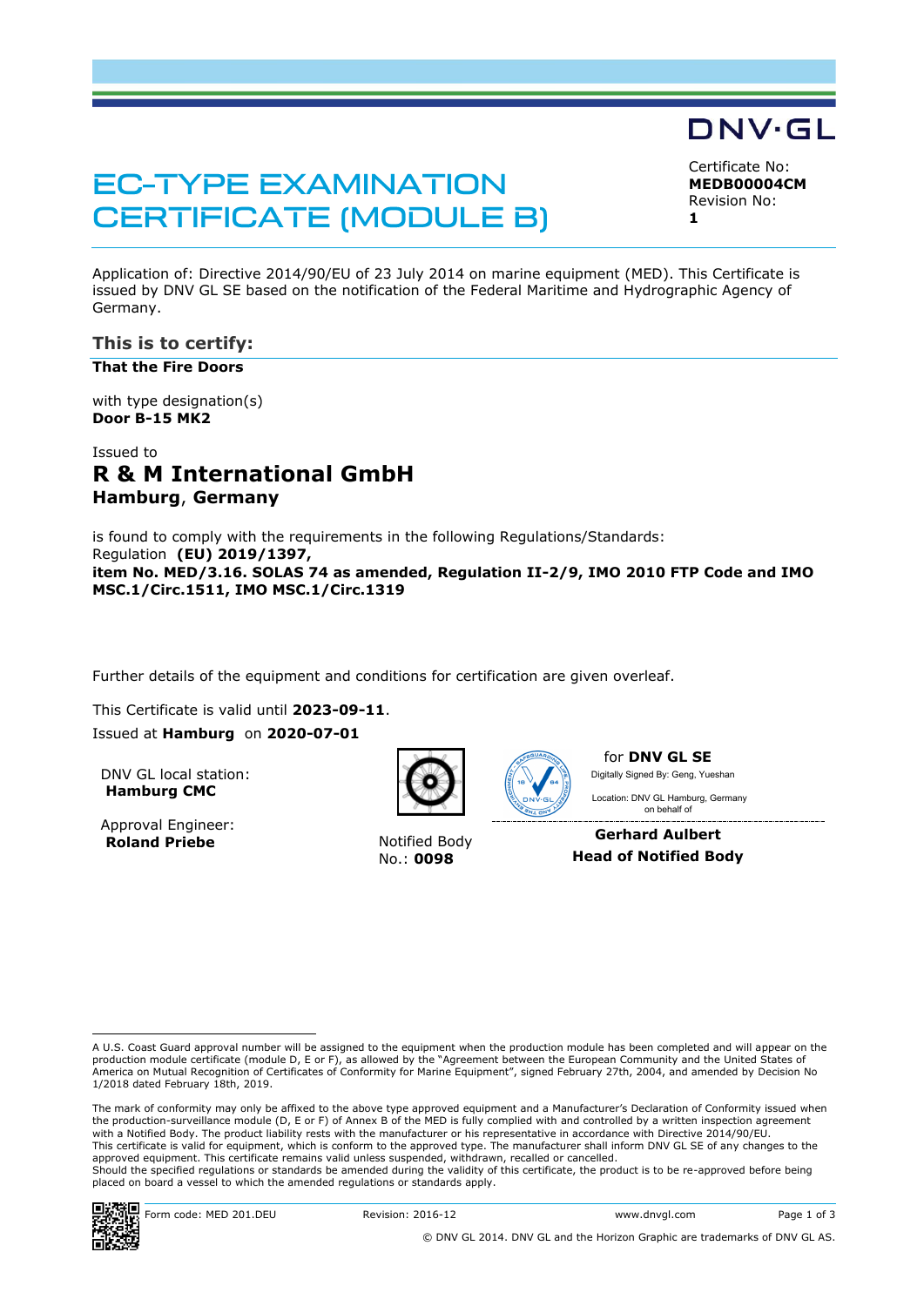DNV·GL

# EC-TYPE EXAMINATION CERTIFICATE (MODULE B)

Certificate No:
**MEDB00004CM**
Revision No:
**1**

Application of: Directive 2014/90/EU of 23 July 2014 on marine equipment (MED). This Certificate is issued by DNV GL SE based on the notification of the Federal Maritime and Hydrographic Agency of Germany.

## This is to certify:

**That the Fire Doors**

with type designation(s)
**Door B-15 MK2**

Issued to
# R & M International GmbH
### Hamburg, Germany

is found to comply with the requirements in the following Regulations/Standards:
Regulation **(EU) 2019/1397,**
**item No. MED/3.16. SOLAS 74 as amended, Regulation II-2/9, IMO 2010 FTP Code and IMO MSC.1/Circ.1511, IMO MSC.1/Circ.1319**

Further details of the equipment and conditions for certification are given overleaf.

This Certificate is valid until **2023-09-11**.
Issued at **Hamburg** on **2020-07-01**

DNV GL local station:
**Hamburg CMC**

Approval Engineer:
**Roland Priebe**

Notified Body
No.: **0098**

for **DNV GL SE**
Digitally Signed By: Geng, Yueshan
Location: DNV GL Hamburg, Germany
on behalf of

**Gerhard Aulbert**
**Head of Notified Body**

A U.S. Coast Guard approval number will be assigned to the equipment when the production module has been completed and will appear on the production module certificate (module D, E or F), as allowed by the "Agreement between the European Community and the United States of America on Mutual Recognition of Certificates of Conformity for Marine Equipment", signed February 27th, 2004, and amended by Decision No 1/2018 dated February 18th, 2019.

The mark of conformity may only be affixed to the above type approved equipment and a Manufacturer's Declaration of Conformity issued when the production-surveillance module (D, E or F) of Annex B of the MED is fully complied with and controlled by a written inspection agreement with a Notified Body. The product liability rests with the manufacturer or his representative in accordance with Directive 2014/90/EU.
This certificate is valid for equipment, which is conform to the approved type. The manufacturer shall inform DNV GL SE of any changes to the approved equipment. This certificate remains valid unless suspended, withdrawn, recalled or cancelled.
Should the specified regulations or standards be amended during the validity of this certificate, the product is to be re-approved before being placed on board a vessel to which the amended regulations or standards apply.

Form code: MED 201.DEU Revision: 2016-12 www.dnvgl.com

© DNV GL 2014. DNV GL and the Horizon Graphic are trademarks of DNV GL AS.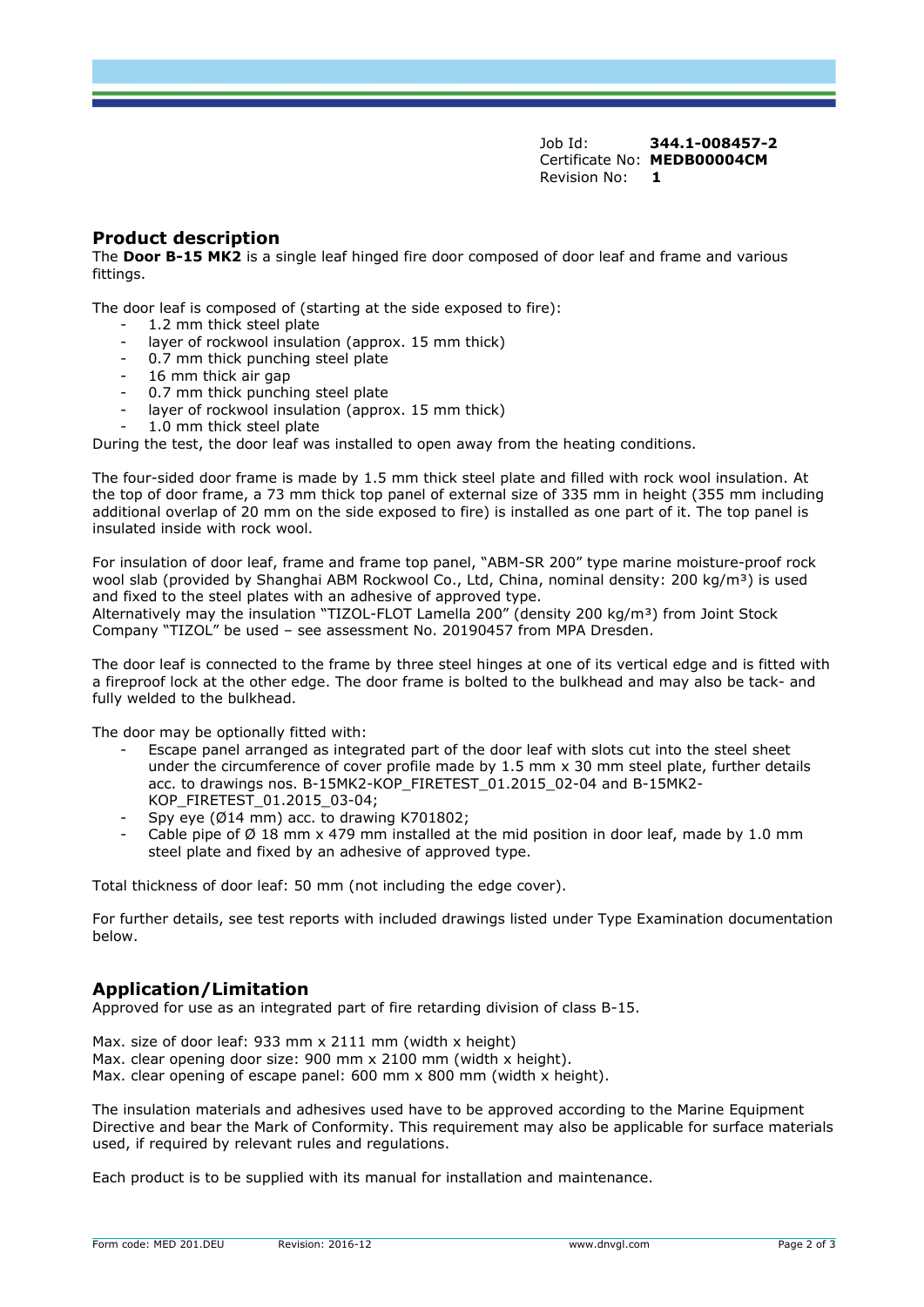Job Id: **344.1-008457-2**
Certificate No: **MEDB00004CM**
Revision No: **1**

## Product description

The **Door B-15 MK2** is a single leaf hinged fire door composed of door leaf and frame and various fittings.

The door leaf is composed of (starting at the side exposed to fire):

- 1.2 mm thick steel plate
- layer of rockwool insulation (approx. 15 mm thick)
- 0.7 mm thick punching steel plate
- 16 mm thick air gap
- 0.7 mm thick punching steel plate
- layer of rockwool insulation (approx. 15 mm thick)
- 1.0 mm thick steel plate

During the test, the door leaf was installed to open away from the heating conditions.

The four-sided door frame is made by 1.5 mm thick steel plate and filled with rock wool insulation. At the top of door frame, a 73 mm thick top panel of external size of 335 mm in height (355 mm including additional overlap of 20 mm on the side exposed to fire) is installed as one part of it. The top panel is insulated inside with rock wool.

For insulation of door leaf, frame and frame top panel, "ABM-SR 200" type marine moisture-proof rock wool slab (provided by Shanghai ABM Rockwool Co., Ltd, China, nominal density: 200 kg/m³) is used and fixed to the steel plates with an adhesive of approved type.
Alternatively may the insulation "TIZOL-FLOT Lamella 200" (density 200 kg/m³) from Joint Stock Company "TIZOL" be used – see assessment No. 20190457 from MPA Dresden.

The door leaf is connected to the frame by three steel hinges at one of its vertical edge and is fitted with a fireproof lock at the other edge. The door frame is bolted to the bulkhead and may also be tack- and fully welded to the bulkhead.

The door may be optionally fitted with:

- Escape panel arranged as integrated part of the door leaf with slots cut into the steel sheet under the circumference of cover profile made by 1.5 mm x 30 mm steel plate, further details acc. to drawings nos. B-15MK2-KOP_FIRETEST_01.2015_02-04 and B-15MK2-KOP_FIRETEST_01.2015_03-04;
- Spy eye (Ø14 mm) acc. to drawing K701802;
- Cable pipe of Ø 18 mm x 479 mm installed at the mid position in door leaf, made by 1.0 mm steel plate and fixed by an adhesive of approved type.

Total thickness of door leaf: 50 mm (not including the edge cover).

For further details, see test reports with included drawings listed under Type Examination documentation below.

## Application/Limitation

Approved for use as an integrated part of fire retarding division of class B-15.

Max. size of door leaf: 933 mm x 2111 mm (width x height)
Max. clear opening door size: 900 mm x 2100 mm (width x height).
Max. clear opening of escape panel: 600 mm x 800 mm (width x height).

The insulation materials and adhesives used have to be approved according to the Marine Equipment Directive and bear the Mark of Conformity. This requirement may also be applicable for surface materials used, if required by relevant rules and regulations.

Each product is to be supplied with its manual for installation and maintenance.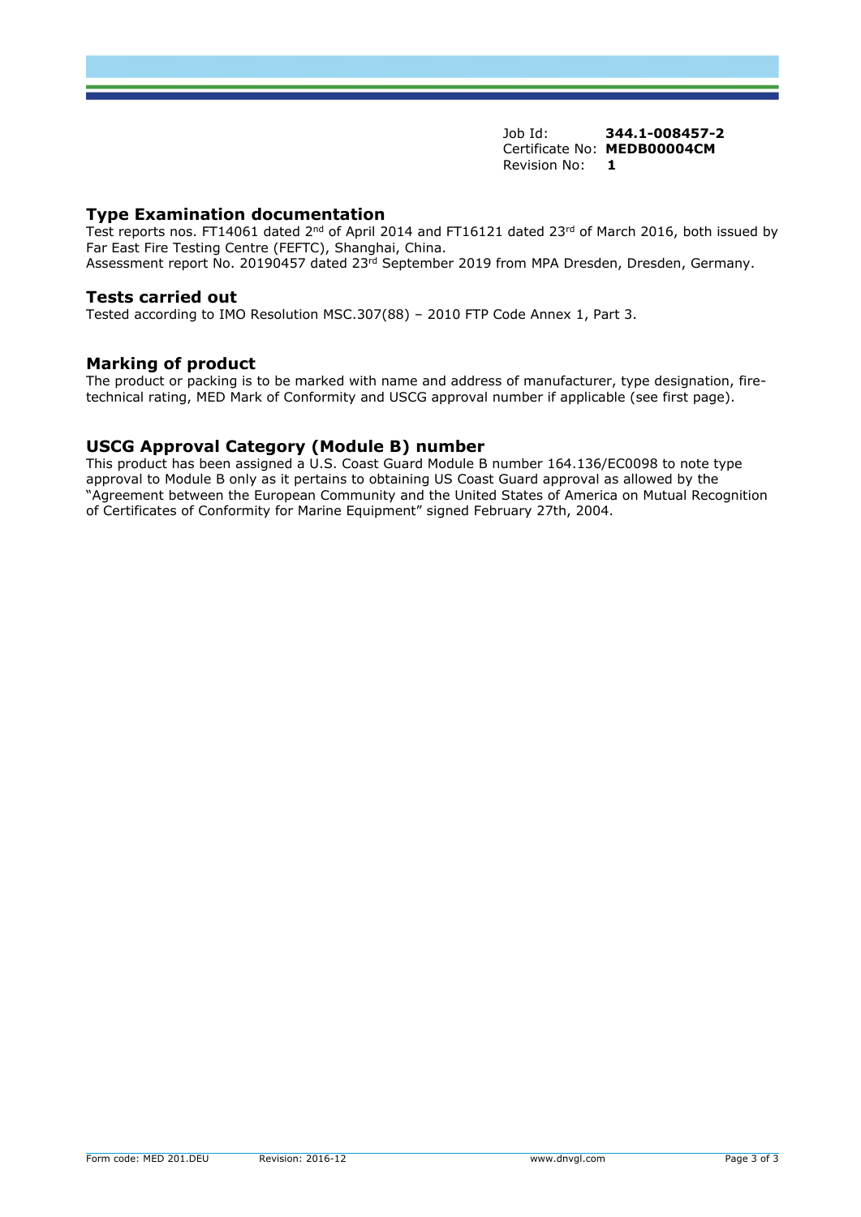Job Id: **344.1-008457-2**
Certificate No: **MEDB00004CM**
Revision No: **1**

## Type Examination documentation

Test reports nos. FT14061 dated 2nd of April 2014 and FT16121 dated 23rd of March 2016, both issued by Far East Fire Testing Centre (FEFTC), Shanghai, China.
Assessment report No. 20190457 dated 23rd September 2019 from MPA Dresden, Dresden, Germany.

## Tests carried out

Tested according to IMO Resolution MSC.307(88) – 2010 FTP Code Annex 1, Part 3.

## Marking of product

The product or packing is to be marked with name and address of manufacturer, type designation, fire-technical rating, MED Mark of Conformity and USCG approval number if applicable (see first page).

## USCG Approval Category (Module B) number

This product has been assigned a U.S. Coast Guard Module B number 164.136/EC0098 to note type approval to Module B only as it pertains to obtaining US Coast Guard approval as allowed by the "Agreement between the European Community and the United States of America on Mutual Recognition of Certificates of Conformity for Marine Equipment" signed February 27th, 2004.